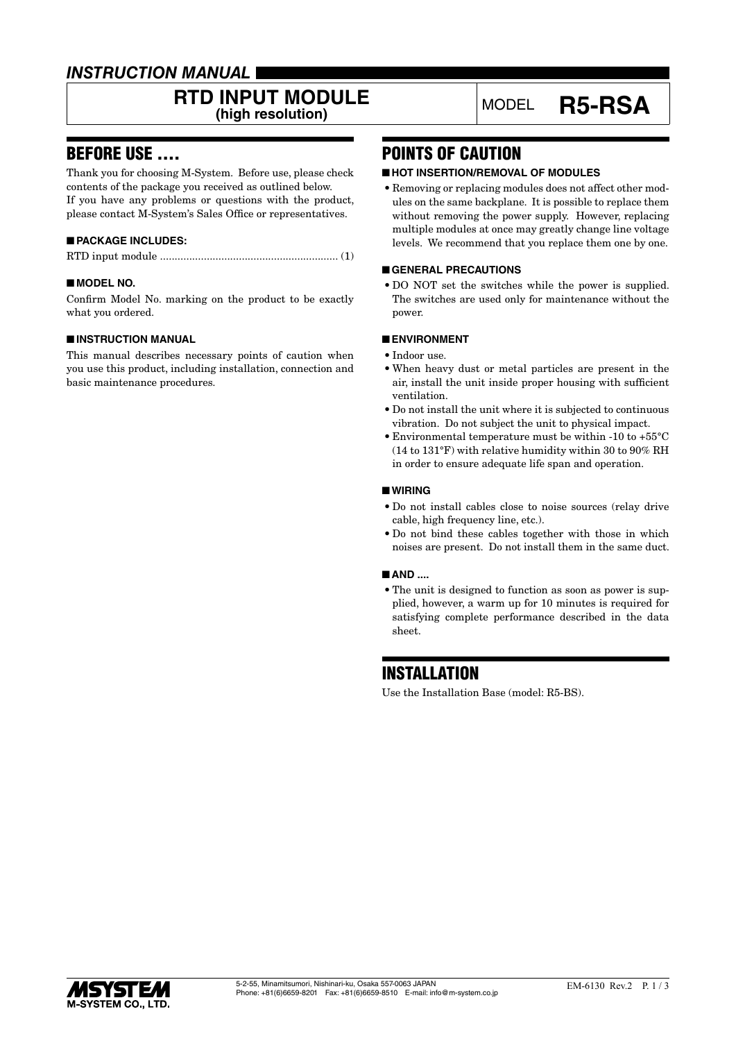# INSTRUCTION MANUAL

## RTD INPUT MODULE (high resolution)

MODEL **R5-RSA**

## BEFORE USE ....

Thank you for choosing M-System. Before use, please check contents of the package you received as outlined below.
If you have any problems or questions with the product, please contact M-System's Sales Office or representatives.

### ■ PACKAGE INCLUDES:

RTD input module ............................................................ (1)

### ■ MODEL NO.

Confirm Model No. marking on the product to be exactly what you ordered.

### ■ INSTRUCTION MANUAL

This manual describes necessary points of caution when you use this product, including installation, connection and basic maintenance procedures.

## POINTS OF CAUTION

### ■ HOT INSERTION/REMOVAL OF MODULES

- Removing or replacing modules does not affect other modules on the same backplane. It is possible to replace them without removing the power supply. However, replacing multiple modules at once may greatly change line voltage levels. We recommend that you replace them one by one.

### ■ GENERAL PRECAUTIONS

- DO NOT set the switches while the power is supplied. The switches are used only for maintenance without the power.

### ■ ENVIRONMENT

- Indoor use.
- When heavy dust or metal particles are present in the air, install the unit inside proper housing with sufficient ventilation.
- Do not install the unit where it is subjected to continuous vibration. Do not subject the unit to physical impact.
- Environmental temperature must be within -10 to +55°C (14 to 131°F) with relative humidity within 30 to 90% RH in order to ensure adequate life span and operation.

### ■ WIRING

- Do not install cables close to noise sources (relay drive cable, high frequency line, etc.).
- Do not bind these cables together with those in which noises are present. Do not install them in the same duct.

### ■ AND ....

- The unit is designed to function as soon as power is supplied, however, a warm up for 10 minutes is required for satisfying complete performance described in the data sheet.

## INSTALLATION

Use the Installation Base (model: R5-BS).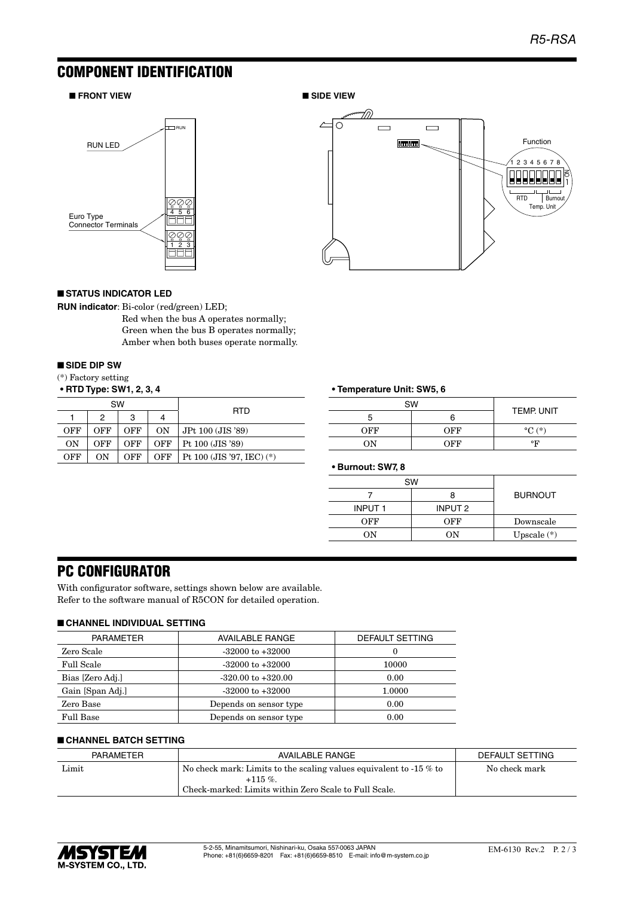## COMPONENT IDENTIFICATION

### ■ FRONT VIEW

RUN LED

Euro Type Connector Terminals

### ■ SIDE VIEW

Function

RTD | Burnout | Temp. Unit

### ■ STATUS INDICATOR LED

**RUN indicator**: Bi-color (red/green) LED;
Red when the bus A operates normally;
Green when the bus B operates normally;
Amber when both buses operate normally.

### ■ SIDE DIP SW

(*) Factory setting

**• RTD Type: SW1, 2, 3, 4**

| SW | | | | RTD |
|---|---|---|---|---|
| 1 | 2 | 3 | 4 | |
| OFF | OFF | OFF | ON | JPt 100 (JIS '89) |
| ON | OFF | OFF | OFF | Pt 100 (JIS '89) |
| OFF | ON | OFF | OFF | Pt 100 (JIS '97, IEC) (*) |

**• Temperature Unit: SW5, 6**

| SW | | TEMP. UNIT |
|---|---|---|
| 5 | 6 | |
| OFF | OFF | °C (*) |
| ON | OFF | °F |

**• Burnout: SW7, 8**

| SW | | BURNOUT |
|---|---|---|
| 7 | 8 | |
| INPUT 1 | INPUT 2 | |
| OFF | OFF | Downscale |
| ON | ON | Upscale (*) |

## PC CONFIGURATOR

With configurator software, settings shown below are available.
Refer to the software manual of R5CON for detailed operation.

### ■ CHANNEL INDIVIDUAL SETTING

| PARAMETER | AVAILABLE RANGE | DEFAULT SETTING |
|---|---|---|
| Zero Scale | -32000 to +32000 | 0 |
| Full Scale | -32000 to +32000 | 10000 |
| Bias [Zero Adj.] | -320.00 to +320.00 | 0.00 |
| Gain [Span Adj.] | -32000 to +32000 | 1.0000 |
| Zero Base | Depends on sensor type | 0.00 |
| Full Base | Depends on sensor type | 0.00 |

### ■ CHANNEL BATCH SETTING

| PARAMETER | AVAILABLE RANGE | DEFAULT SETTING |
|---|---|---|
| Limit | No check mark: Limits to the scaling values equivalent to -15 % to +115 %.<br>Check-marked: Limits within Zero Scale to Full Scale. | No check mark |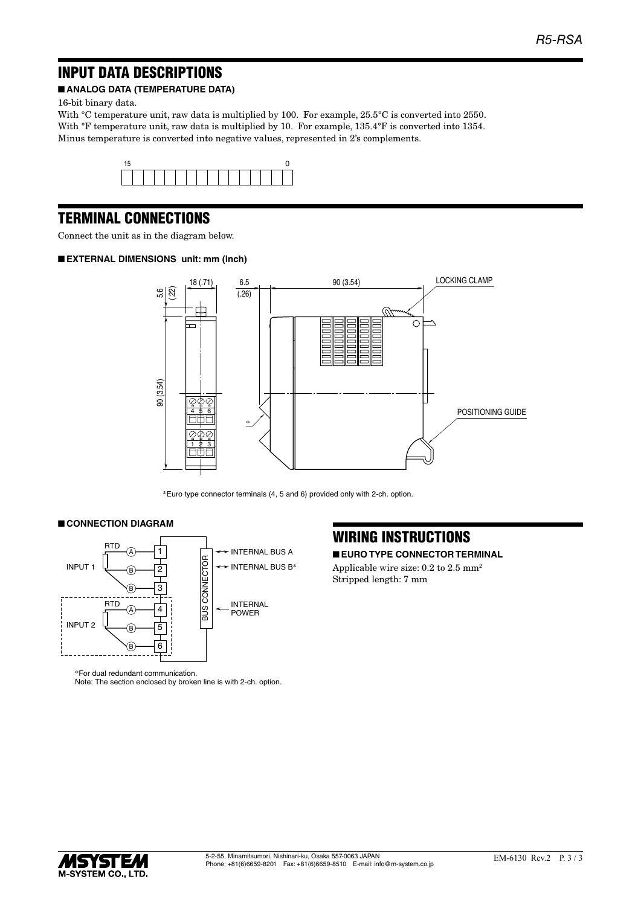## INPUT DATA DESCRIPTIONS

### ■ ANALOG DATA (TEMPERATURE DATA)

16-bit binary data.

With °C temperature unit, raw data is multiplied by 100. For example, 25.5°C is converted into 2550.
With °F temperature unit, raw data is multiplied by 10. For example, 135.4°F is converted into 1354.
Minus temperature is converted into negative values, represented in 2's complements.

15 0

## TERMINAL CONNECTIONS

Connect the unit as in the diagram below.

### ■ EXTERNAL DIMENSIONS unit: mm (inch)

18 (.71)
5.6 (.22)
90 (3.54)
6.5 (.26)
90 (3.54)
LOCKING CLAMP
POSITIONING GUIDE
4 5 6
1 2 3
*

*Euro type connector terminals (4, 5 and 6) provided only with 2-ch. option.

### ■ CONNECTION DIAGRAM

RTD
INPUT 1
A B B
1 2 3
RTD
INPUT 2
A B B
4 5 6
BUS CONNECTOR
INTERNAL BUS A
INTERNAL BUS B*
INTERNAL POWER

*For dual redundant communication.
Note: The section enclosed by broken line is with 2-ch. option.

## WIRING INSTRUCTIONS

### ■ EURO TYPE CONNECTOR TERMINAL

Applicable wire size: 0.2 to 2.5 $mm^2$
Stripped length: 7 mm